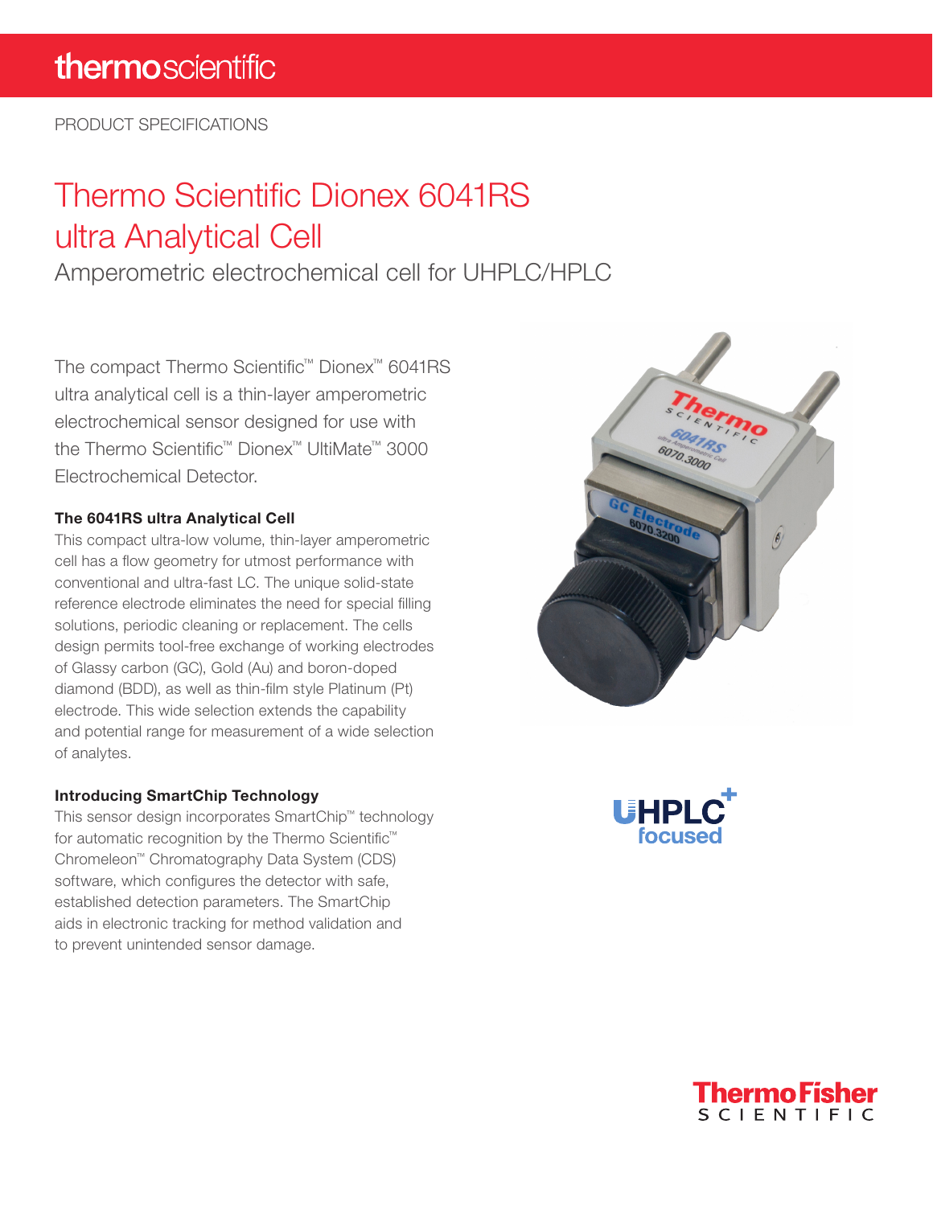PRODUCT SPECIFICATIONS

# Thermo Scientific Dionex 6041RS ultra Analytical Cell

## Amperometric electrochemical cell for UHPLC/HPLC

The compact Thermo Scientific™ Dionex™ 6041RS ultra analytical cell is a thin-layer amperometric electrochemical sensor designed for use with the Thermo Scientific™ Dionex™ UltiMate™ 3000 Electrochemical Detector.

### The 6041RS ultra Analytical Cell

This compact ultra-low volume, thin-layer amperometric cell has a flow geometry for utmost performance with conventional and ultra-fast LC. The unique solid-state reference electrode eliminates the need for special filling solutions, periodic cleaning or replacement. The cells design permits tool-free exchange of working electrodes of Glassy carbon (GC), Gold (Au) and boron-doped diamond (BDD), as well as thin-film style Platinum (Pt) electrode. This wide selection extends the capability and potential range for measurement of a wide selection of analytes.

### Introducing SmartChip Technology

This sensor design incorporates SmartChip™ technology for automatic recognition by the Thermo Scientific™ Chromeleon™ Chromatography Data System (CDS) software, which configures the detector with safe, established detection parameters. The SmartChip aids in electronic tracking for method validation and to prevent unintended sensor damage.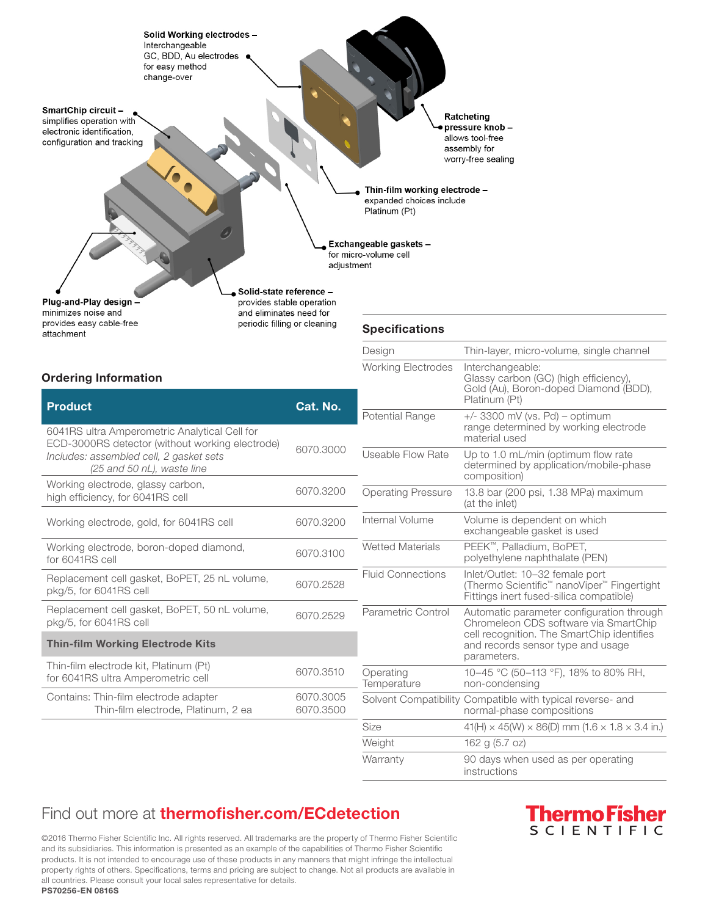Solid Working electrodes – Interchangeable GC, BDD, Au electrodes for easy method change-over

SmartChip circuit – simplifies operation with electronic identification, configuration and tracking

Ratcheting pressure knob – allows tool-free assembly for worry-free sealing

Thin-film working electrode – expanded choices include Platinum (Pt)

Exchangeable gaskets – for micro-volume cell adjustment

Plug-and-Play design – minimizes noise and provides easy cable-free attachment

Solid-state reference – provides stable operation and eliminates need for periodic filling or cleaning

## Ordering Information

| Product | Cat. No. |
|---|---|
| 6041RS ultra Amperometric Analytical Cell for ECD-3000RS detector (without working electrode) *Includes: assembled cell, 2 gasket sets (25 and 50 nL), waste line* | 6070.3000 |
| Working electrode, glassy carbon, high efficiency, for 6041RS cell | 6070.3200 |
| Working electrode, gold, for 6041RS cell | 6070.3200 |
| Working electrode, boron-doped diamond, for 6041RS cell | 6070.3100 |
| Replacement cell gasket, BoPET, 25 nL volume, pkg/5, for 6041RS cell | 6070.2528 |
| Replacement cell gasket, BoPET, 50 nL volume, pkg/5, for 6041RS cell | 6070.2529 |
| **Thin-film Working Electrode Kits** | |
| Thin-film electrode kit, Platinum (Pt) for 6041RS ultra Amperometric cell | 6070.3510 |
| Contains: Thin-film electrode adapter<br>Thin-film electrode, Platinum, 2 ea | 6070.3005<br>6070.3500 |

## Specifications

| | |
|---|---|
| Design | Thin-layer, micro-volume, single channel |
| Working Electrodes | Interchangeable: Glassy carbon (GC) (high efficiency), Gold (Au), Boron-doped Diamond (BDD), Platinum (Pt) |
| Potential Range | +/- 3300 mV (vs. Pd) – optimum range determined by working electrode material used |
| Useable Flow Rate | Up to 1.0 mL/min (optimum flow rate determined by application/mobile-phase composition) |
| Operating Pressure | 13.8 bar (200 psi, 1.38 MPa) maximum (at the inlet) |
| Internal Volume | Volume is dependent on which exchangeable gasket is used |
| Wetted Materials | PEEK™, Palladium, BoPET, polyethylene naphthalate (PEN) |
| Fluid Connections | Inlet/Outlet: 10–32 female port (Thermo Scientific™ nanoViper™ Fingertight Fittings inert fused-silica compatible) |
| Parametric Control | Automatic parameter configuration through Chromeleon CDS software via SmartChip cell recognition. The SmartChip identifies and records sensor type and usage parameters. |
| Operating Temperature | 10–45 °C (50–113 °F), 18% to 80% RH, non-condensing |
| Solvent Compatibility | Compatible with typical reverse- and normal-phase compositions |
| Size | 41(H) × 45(W) × 86(D) mm (1.6 × 1.8 × 3.4 in.) |
| Weight | 162 g (5.7 oz) |
| Warranty | 90 days when used as per operating instructions |

Find out more at **thermofisher.com/ECdetection**

©2016 Thermo Fisher Scientific Inc. All rights reserved. All trademarks are the property of Thermo Fisher Scientific and its subsidiaries. This information is presented as an example of the capabilities of Thermo Fisher Scientific products. It is not intended to encourage use of these products in any manners that might infringe the intellectual property rights of others. Specifications, terms and pricing are subject to change. Not all products are available in all countries. Please consult your local sales representative for details.
**PS70256-EN 0816S**

ThermoFisher SCIENTIFIC